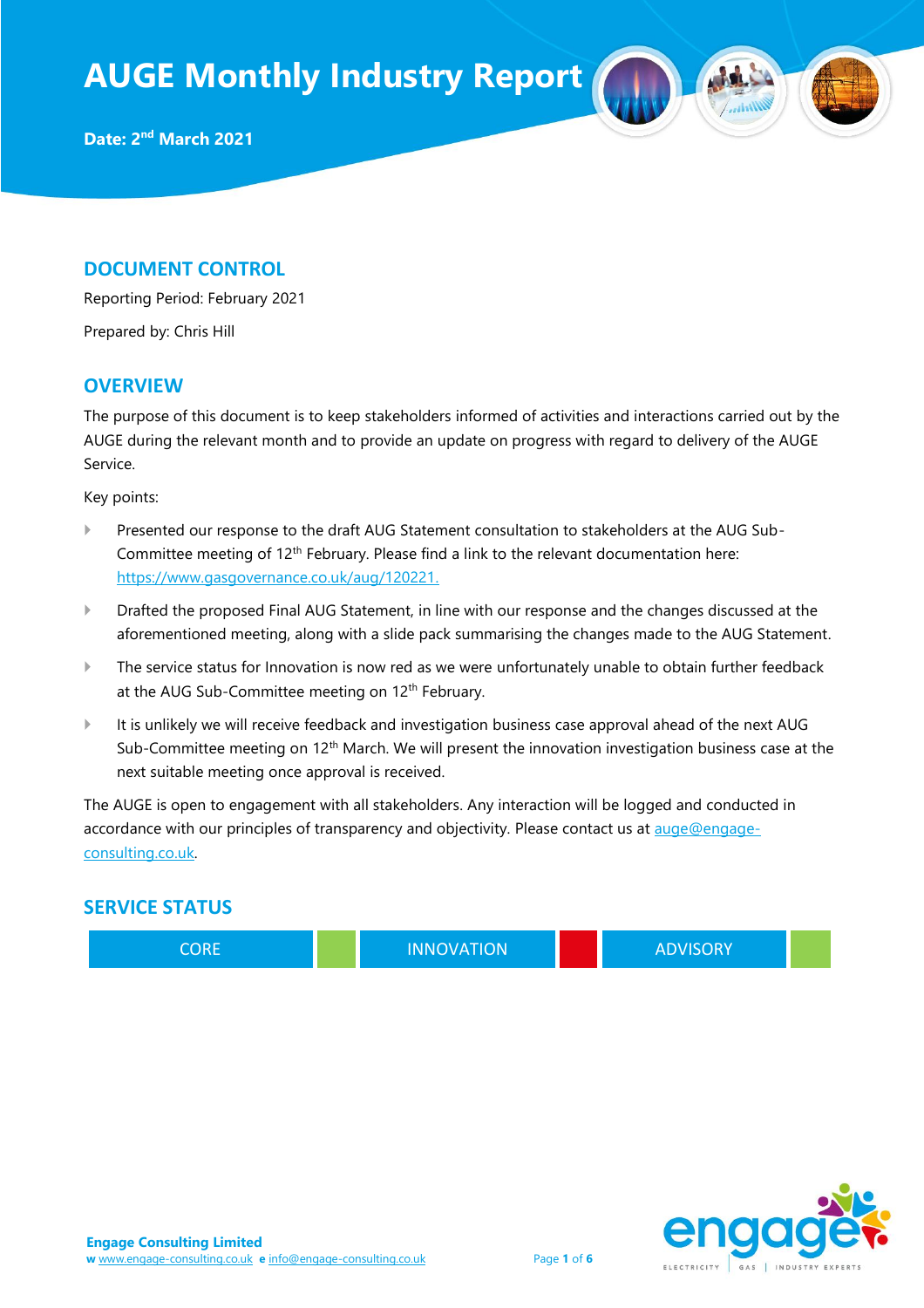# AUGE Monthly Industry Report

**Date: 2nd March 2021**

## DOCUMENT CONTROL

Reporting Period: February 2021

Prepared by: Chris Hill

## OVERVIEW

The purpose of this document is to keep stakeholders informed of activities and interactions carried out by the AUGE during the relevant month and to provide an update on progress with regard to delivery of the AUGE Service.

Key points:

- Presented our response to the draft AUG Statement consultation to stakeholders at the AUG Sub-Committee meeting of 12th February. Please find a link to the relevant documentation here: https://www.gasgovernance.co.uk/aug/120221.
- Drafted the proposed Final AUG Statement, in line with our response and the changes discussed at the aforementioned meeting, along with a slide pack summarising the changes made to the AUG Statement.
- The service status for Innovation is now red as we were unfortunately unable to obtain further feedback at the AUG Sub-Committee meeting on 12th February.
- It is unlikely we will receive feedback and investigation business case approval ahead of the next AUG Sub-Committee meeting on 12th March. We will present the innovation investigation business case at the next suitable meeting once approval is received.

The AUGE is open to engagement with all stakeholders. Any interaction will be logged and conducted in accordance with our principles of transparency and objectivity. Please contact us at auge@engage-consulting.co.uk.

## SERVICE STATUS

| CORE | Green | INNOVATION | Red | ADVISORY | Green |
|---|---|---|---|---|---|

**Engage Consulting Limited**
w www.engage-consulting.co.uk e info@engage-consulting.co.uk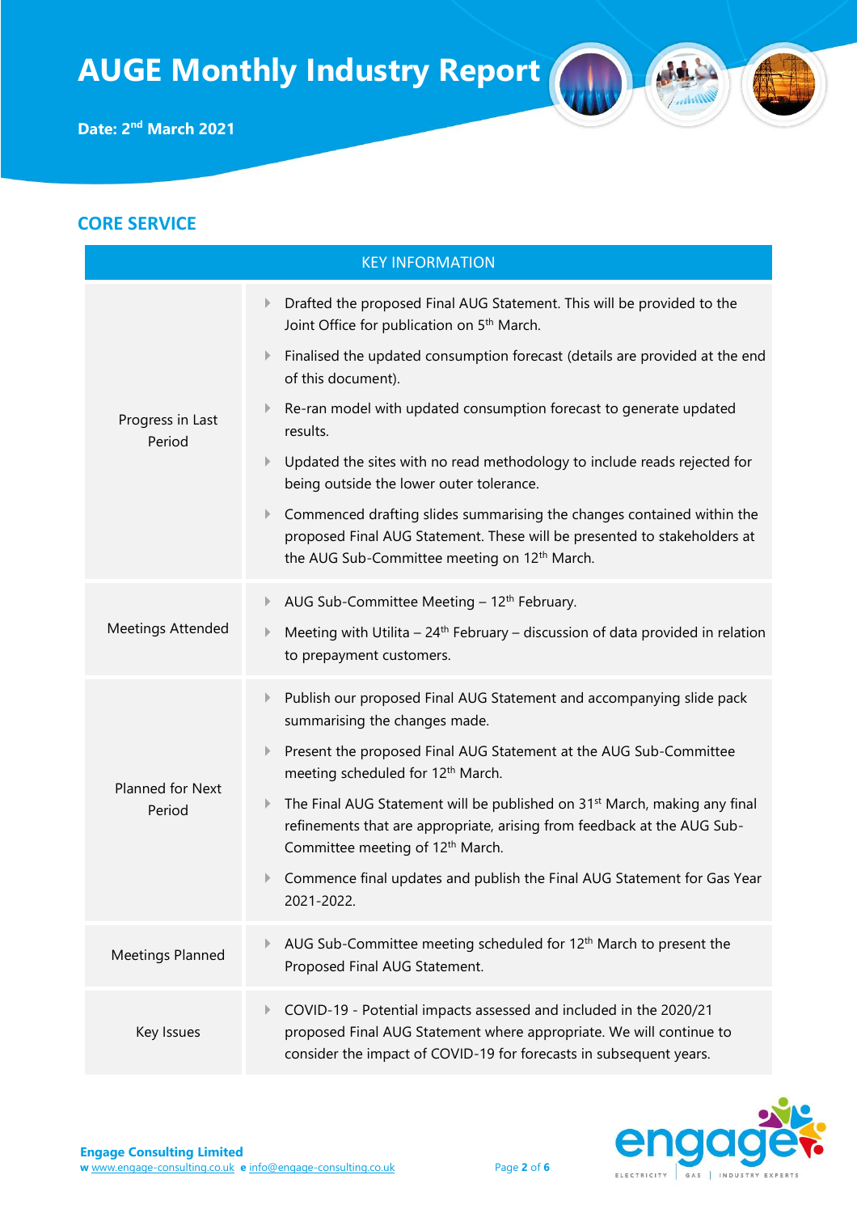# AUGE Monthly Industry Report

**Date: 2nd March 2021**

## CORE SERVICE

| KEY INFORMATION | |
|---|---|
| Progress in Last Period | - Drafted the proposed Final AUG Statement. This will be provided to the Joint Office for publication on 5th March.<br>- Finalised the updated consumption forecast (details are provided at the end of this document).<br>- Re-ran model with updated consumption forecast to generate updated results.<br>- Updated the sites with no read methodology to include reads rejected for being outside the lower outer tolerance.<br>- Commenced drafting slides summarising the changes contained within the proposed Final AUG Statement. These will be presented to stakeholders at the AUG Sub-Committee meeting on 12th March. |
| Meetings Attended | - AUG Sub-Committee Meeting – 12th February.<br>- Meeting with Utilita – 24th February – discussion of data provided in relation to prepayment customers. |
| Planned for Next Period | - Publish our proposed Final AUG Statement and accompanying slide pack summarising the changes made.<br>- Present the proposed Final AUG Statement at the AUG Sub-Committee meeting scheduled for 12th March.<br>- The Final AUG Statement will be published on 31st March, making any final refinements that are appropriate, arising from feedback at the AUG Sub-Committee meeting of 12th March.<br>- Commence final updates and publish the Final AUG Statement for Gas Year 2021-2022. |
| Meetings Planned | - AUG Sub-Committee meeting scheduled for 12th March to present the Proposed Final AUG Statement. |
| Key Issues | - COVID-19 - Potential impacts assessed and included in the 2020/21 proposed Final AUG Statement where appropriate. We will continue to consider the impact of COVID-19 for forecasts in subsequent years. |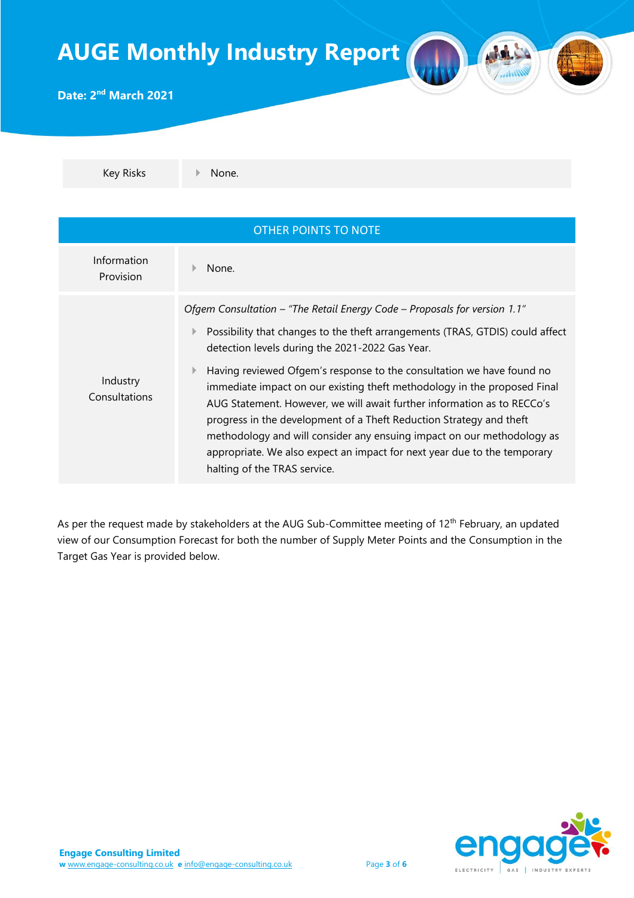| Key Risks | None. |
|---|---|

| OTHER POINTS TO NOTE | |
|---|---|
| Information Provision | None. |
| Industry Consultations | *Ofgem Consultation – "The Retail Energy Code – Proposals for version 1.1"*<br>• Possibility that changes to the theft arrangements (TRAS, GTDIS) could affect detection levels during the 2021-2022 Gas Year.<br>• Having reviewed Ofgem's response to the consultation we have found no immediate impact on our existing theft methodology in the proposed Final AUG Statement. However, we will await further information as to RECCo's progress in the development of a Theft Reduction Strategy and theft methodology and will consider any ensuing impact on our methodology as appropriate. We also expect an impact for next year due to the temporary halting of the TRAS service. |

As per the request made by stakeholders at the AUG Sub-Committee meeting of 12th February, an updated view of our Consumption Forecast for both the number of Supply Meter Points and the Consumption in the Target Gas Year is provided below.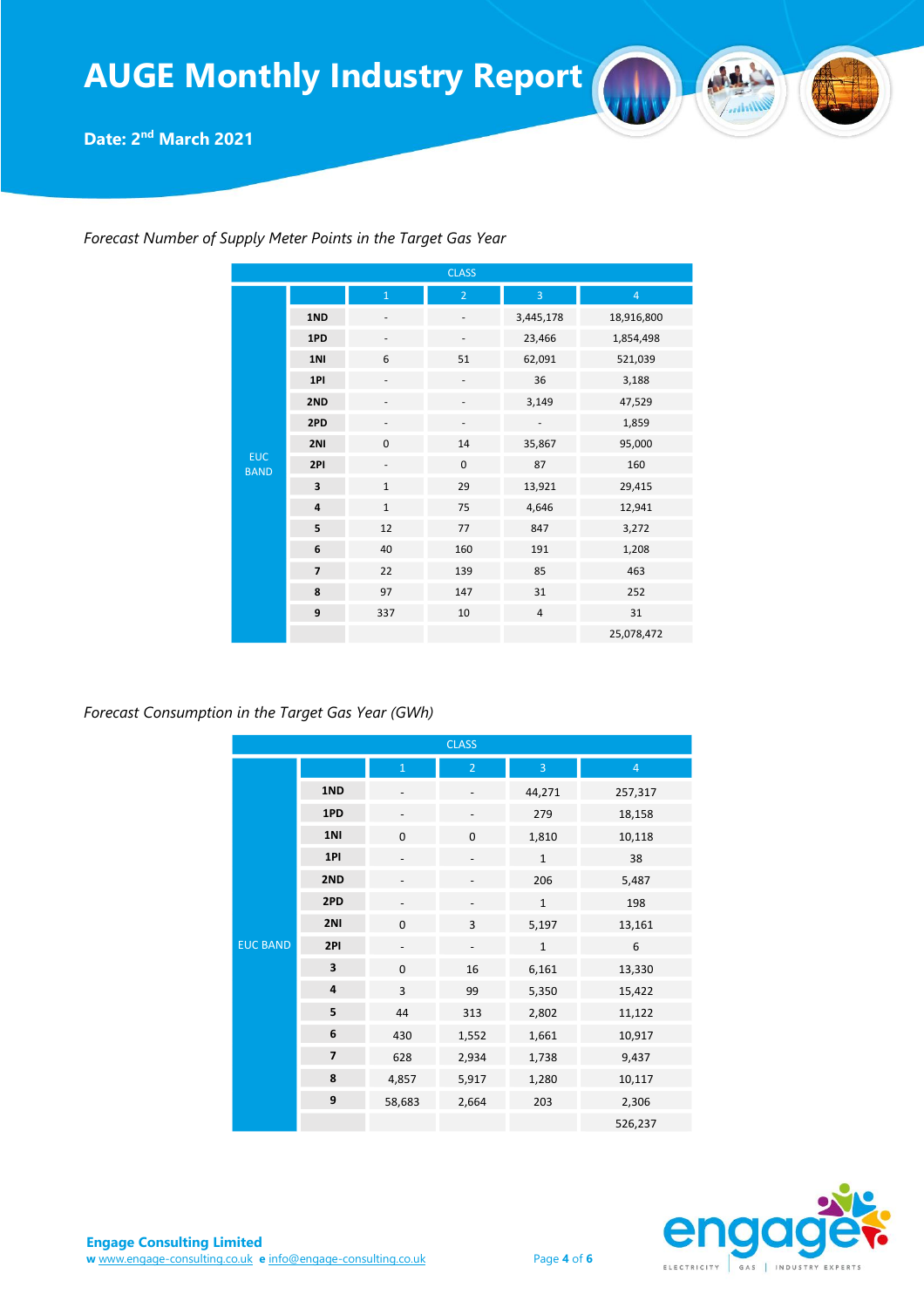# AUGE Monthly Industry Report

**Date: 2nd March 2021**

*Forecast Number of Supply Meter Points in the Target Gas Year*

| | | CLASS | | | |
|---|---|---|---|---|---|
| | | 1 | 2 | 3 | 4 |
| EUC BAND | 1ND | - | - | 3,445,178 | 18,916,800 |
| | 1PD | - | - | 23,466 | 1,854,498 |
| | 1NI | 6 | 51 | 62,091 | 521,039 |
| | 1PI | - | - | 36 | 3,188 |
| | 2ND | - | - | 3,149 | 47,529 |
| | 2PD | - | - | - | 1,859 |
| | 2NI | 0 | 14 | 35,867 | 95,000 |
| | 2PI | - | 0 | 87 | 160 |
| | 3 | 1 | 29 | 13,921 | 29,415 |
| | 4 | 1 | 75 | 4,646 | 12,941 |
| | 5 | 12 | 77 | 847 | 3,272 |
| | 6 | 40 | 160 | 191 | 1,208 |
| | 7 | 22 | 139 | 85 | 463 |
| | 8 | 97 | 147 | 31 | 252 |
| | 9 | 337 | 10 | 4 | 31 |
| | | | | | 25,078,472 |

*Forecast Consumption in the Target Gas Year (GWh)*

| | | CLASS | | | |
|---|---|---|---|---|---|
| | | 1 | 2 | 3 | 4 |
| EUC BAND | 1ND | - | - | 44,271 | 257,317 |
| | 1PD | - | - | 279 | 18,158 |
| | 1NI | 0 | 0 | 1,810 | 10,118 |
| | 1PI | - | - | 1 | 38 |
| | 2ND | - | - | 206 | 5,487 |
| | 2PD | - | - | 1 | 198 |
| | 2NI | 0 | 3 | 5,197 | 13,161 |
| | 2PI | - | - | 1 | 6 |
| | 3 | 0 | 16 | 6,161 | 13,330 |
| | 4 | 3 | 99 | 5,350 | 15,422 |
| | 5 | 44 | 313 | 2,802 | 11,122 |
| | 6 | 430 | 1,552 | 1,661 | 10,917 |
| | 7 | 628 | 2,934 | 1,738 | 9,437 |
| | 8 | 4,857 | 5,917 | 1,280 | 10,117 |
| | 9 | 58,683 | 2,664 | 203 | 2,306 |
| | | | | | 526,237 |

**Engage Consulting Limited**
**w** www.engage-consulting.co.uk **e** info@engage-consulting.co.uk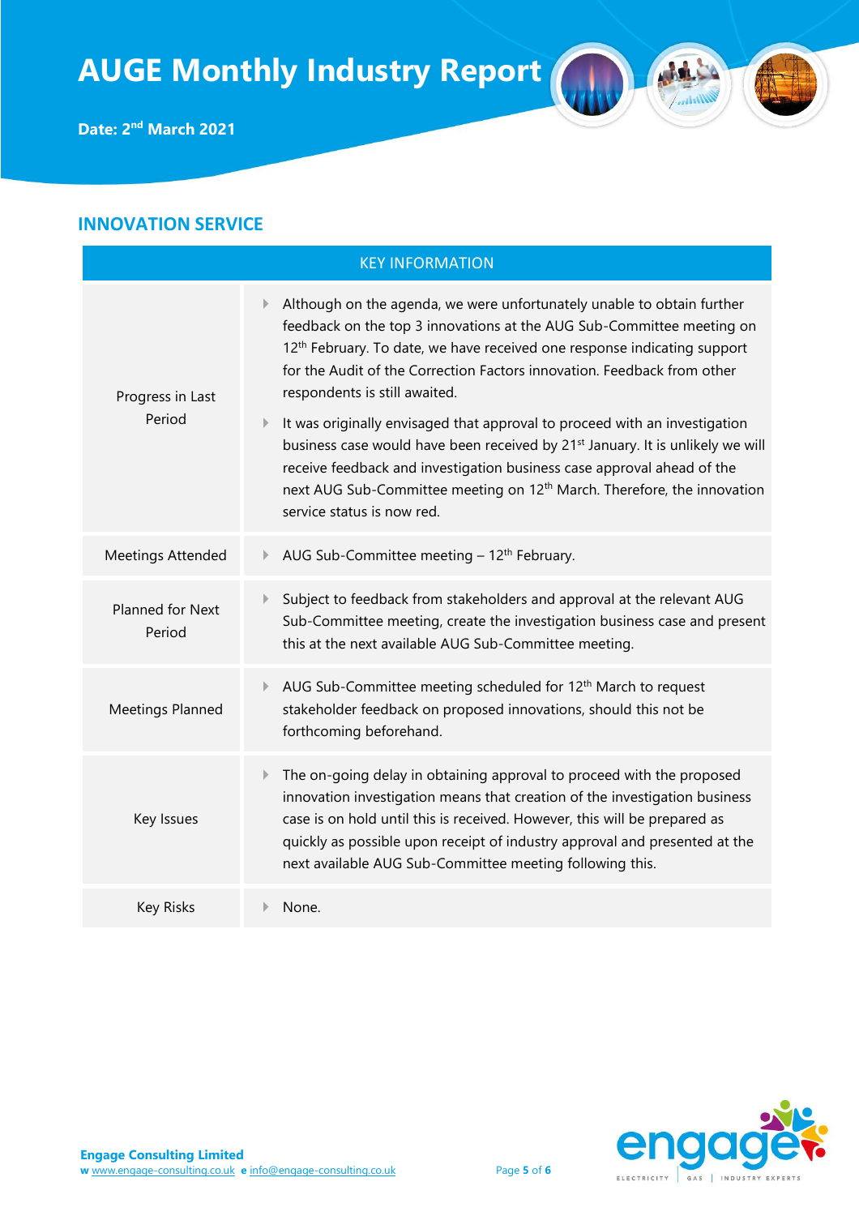# AUGE Monthly Industry Report

**Date: 2nd March 2021**

## INNOVATION SERVICE

| KEY INFORMATION | |
|---|---|
| Progress in Last Period | - Although on the agenda, we were unfortunately unable to obtain further feedback on the top 3 innovations at the AUG Sub-Committee meeting on 12th February. To date, we have received one response indicating support for the Audit of the Correction Factors innovation. Feedback from other respondents is still awaited.<br>- It was originally envisaged that approval to proceed with an investigation business case would have been received by 21st January. It is unlikely we will receive feedback and investigation business case approval ahead of the next AUG Sub-Committee meeting on 12th March. Therefore, the innovation service status is now red. |
| Meetings Attended | - AUG Sub-Committee meeting – 12th February. |
| Planned for Next Period | - Subject to feedback from stakeholders and approval at the relevant AUG Sub-Committee meeting, create the investigation business case and present this at the next available AUG Sub-Committee meeting. |
| Meetings Planned | - AUG Sub-Committee meeting scheduled for 12th March to request stakeholder feedback on proposed innovations, should this not be forthcoming beforehand. |
| Key Issues | - The on-going delay in obtaining approval to proceed with the proposed innovation investigation means that creation of the investigation business case is on hold until this is received. However, this will be prepared as quickly as possible upon receipt of industry approval and presented at the next available AUG Sub-Committee meeting following this. |
| Key Risks | - None. |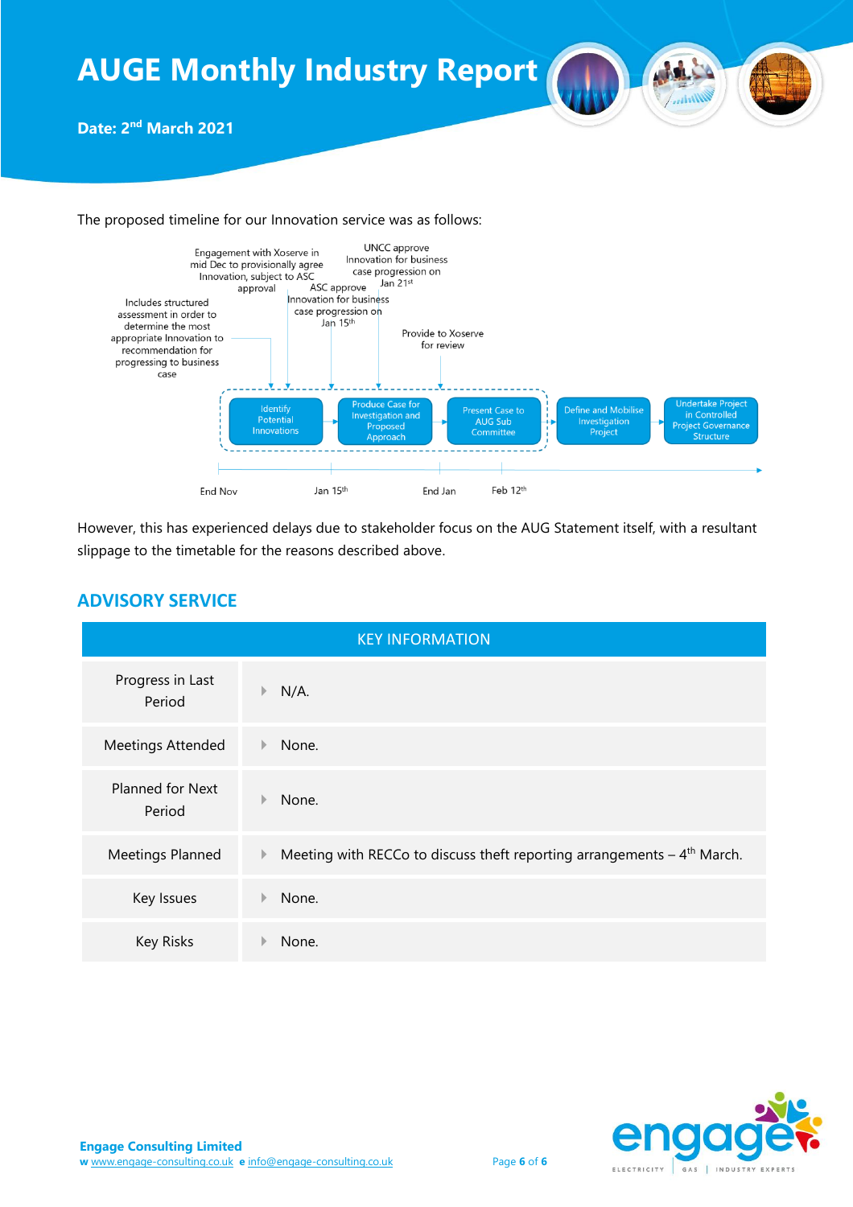# AUGE Monthly Industry Report

**Date: 2nd March 2021**

The proposed timeline for our Innovation service was as follows:

Engagement with Xoserve in mid Dec to provisionally agree Innovation, subject to ASC approval

UNCC approve Innovation for business case progression on Jan 21st

ASC approve Innovation for business case progression on Jan 15th

Includes structured assessment in order to determine the most appropriate Innovation to recommendation for progressing to business case

Provide to Xoserve for review

Identify Potential Innovations

Produce Case for Investigation and Proposed Approach

Present Case to AUG Sub Committee

Define and Mobilise Investigation Project

Undertake Project in Controlled Project Governance Structure

End Nov

Jan 15th

End Jan

Feb 12th

However, this has experienced delays due to stakeholder focus on the AUG Statement itself, with a resultant slippage to the timetable for the reasons described above.

## ADVISORY SERVICE

| KEY INFORMATION | |
|---|---|
| Progress in Last Period | N/A. |
| Meetings Attended | None. |
| Planned for Next Period | None. |
| Meetings Planned | Meeting with RECCo to discuss theft reporting arrangements – 4th March. |
| Key Issues | None. |
| Key Risks | None. |

**Engage Consulting Limited**
w www.engage-consulting.co.uk e info@engage-consulting.co.uk